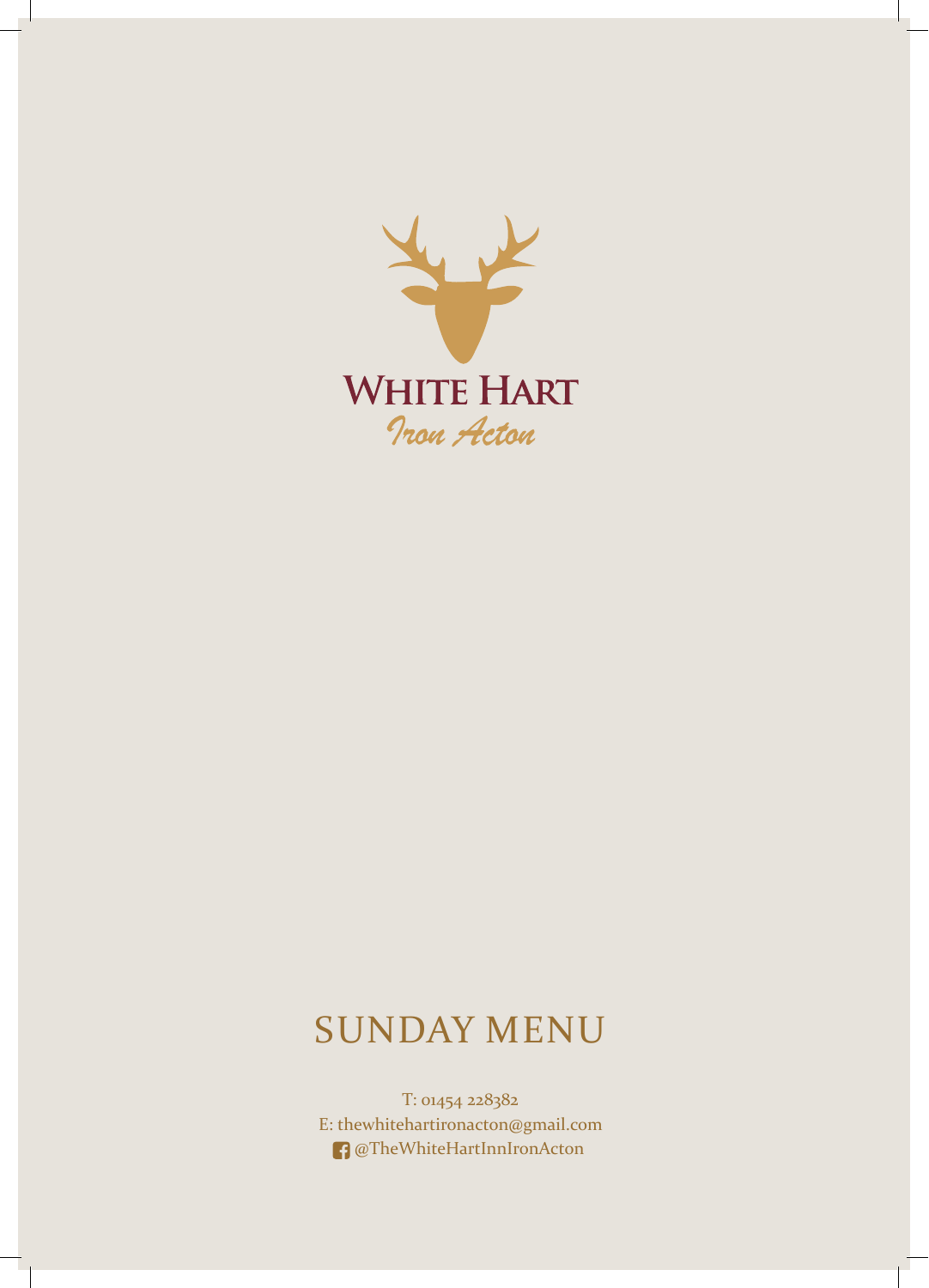# WHITE HART

*Iron Acton*

## SUNDAY MENU

T: 01454 228382

E: thewhitehartironacton@gmail.com

@TheWhiteHartInnIronActon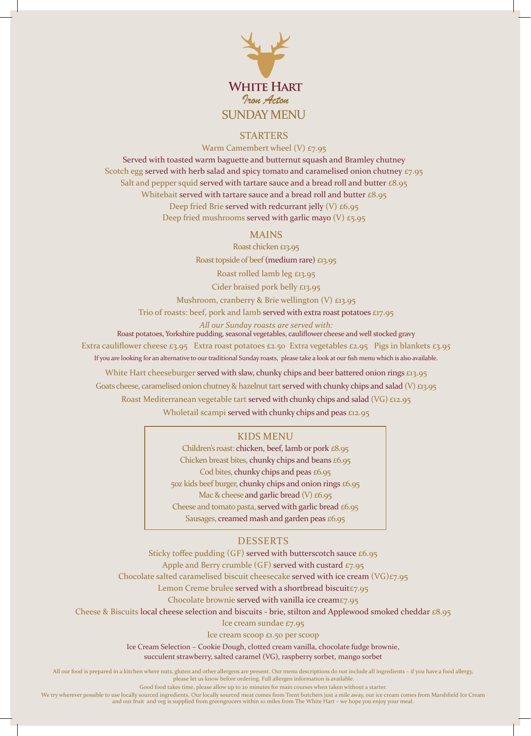# WHITE HART

*Iron Acton*

## SUNDAY MENU

### STARTERS

Warm Camembert wheel (V) £7.95

Served with toasted warm baguette and butternut squash and Bramley chutney

Scotch egg served with herb salad and spicy tomato and caramelised onion chutney £7.95

Salt and pepper squid served with tartare sauce and a bread roll and butter £8.95

Whitebait served with tartare sauce and a bread roll and butter £8.95

Deep fried Brie served with redcurrant jelly (V) £6.95

Deep fried mushrooms served with garlic mayo (V) £5.95

### MAINS

Roast chicken £13.95

Roast topside of beef (medium rare) £13.95

Roast rolled lamb leg £13.95

Cider braised pork belly £13.95

Mushroom, cranberry & Brie wellington (V) £13.95

Trio of roasts: beef, pork and lamb served with extra roast potatoes £17.95

*All our Sunday roasts are served with:*

Roast potatoes, Yorkshire pudding, seasonal vegetables, cauliflower cheese and well stocked gravy

Extra cauliflower cheese £3.95 Extra roast potatoes £2.50 Extra vegetables £2.95 Pigs in blankets £3.95

If you are looking for an alternative to our traditional Sunday roasts, please take a look at our fish menu which is also available.

White Hart cheeseburger served with slaw, chunky chips and beer battered onion rings £13.95

Goats cheese, caramelised onion chutney & hazelnut tart served with chunky chips and salad (V) £13.95

Roast Mediterranean vegetable tart served with chunky chips and salad (VG) £12.95

Wholetail scampi served with chunky chips and peas £12.95

### KIDS MENU

Children's roast: chicken, beef, lamb or pork £8.95

Chicken breast bites, chunky chips and beans £6.95

Cod bites, chunky chips and peas £6.95

5oz kids beef burger, chunky chips and onion rings £6.95

Mac & cheese and garlic bread (V) £6.95

Cheese and tomato pasta, served with garlic bread £6.95

Sausages, creamed mash and garden peas £6.95

### DESSERTS

Sticky toffee pudding (GF) served with butterscotch sauce £6.95

Apple and Berry crumble (GF) served with custard £7.95

Chocolate salted caramelised biscuit cheesecake served with ice cream (VG)£7.95

Lemon Creme brulee served with a shortbread biscuit£7.95

Chocolate brownie served with vanilla ice cream£7.95

Cheese & Biscuits local cheese selection and biscuits - brie, stilton and Applewood smoked cheddar £8.95

Ice cream sundae £7.95

Ice cream scoop £1.50 per scoop

Ice Cream Selection – Cookie Dough, clotted cream vanilla, chocolate fudge brownie, succulent strawberry, salted caramel (VG), raspberry sorbet, mango sorbet

All our food is prepared in a kitchen where nuts, gluten and other allergens are present. Our menu descriptions do not include all ingredients – if you have a food allergy, please let us know before ordering. Full allergen information is available.

Good food takes time, please allow up to 20 minutes for main courses when taken without a starter.

We try wherever possible to use locally sourced ingredients. Our locally sourced meat comes from Trent butchers just a mile away, our ice cream comes from Marshfield Ice Cream and our fruit and veg is supplied from greengrocers within 10 miles from The White Hart – we hope you enjoy your meal.